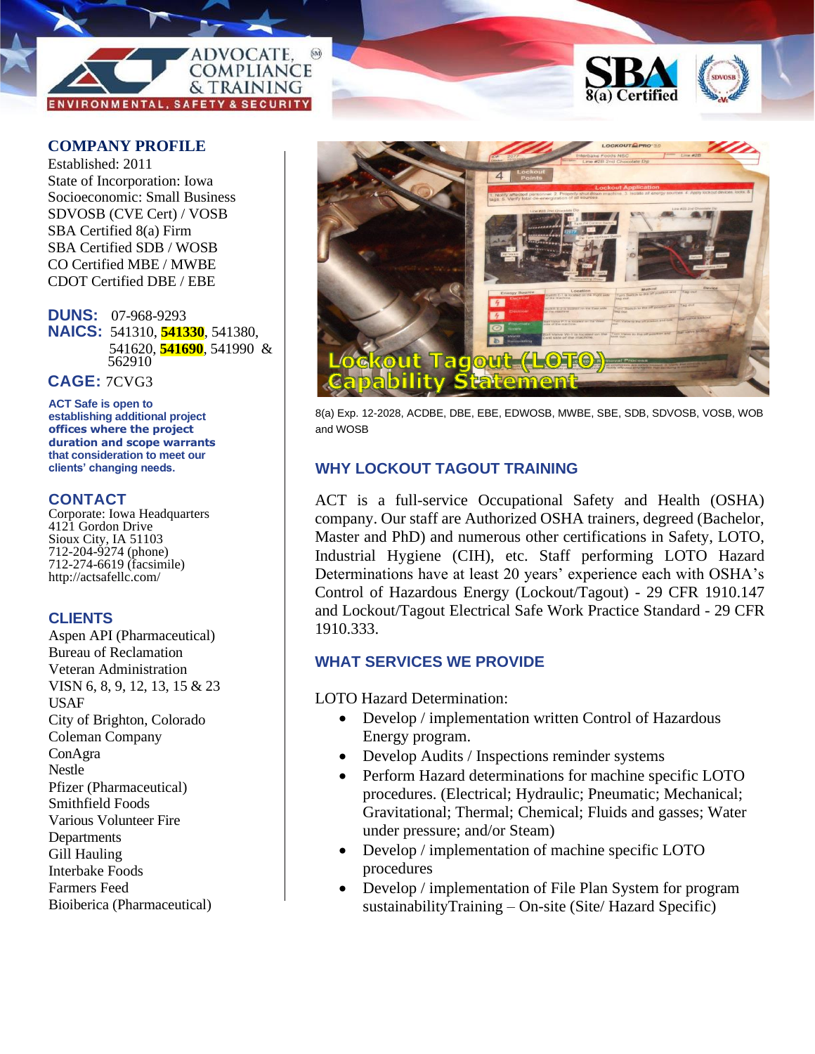ADVOCATE, COMPLIANCE & TRAINING

ENVIRONMENTAL, SAFETY & SECURITY

SBA 8(a) Certified

SDVOSB

## COMPANY PROFILE

Established: 2011
State of Incorporation: Iowa
Socioeconomic: Small Business
SDVOSB (CVE Cert) / VOSB
SBA Certified 8(a) Firm
SBA Certified SDB / WOSB
CO Certified MBE / MWBE
CDOT Certified DBE / EBE

**DUNS:** 07-968-9293
**NAICS:** 541310, **541330**, 541380, 541620, **541690**, 541990 & 562910

**CAGE:** 7CVG3

**ACT Safe is open to establishing additional project offices where the project duration and scope warrants that consideration to meet our clients' changing needs.**

## CONTACT

Corporate: Iowa Headquarters
4121 Gordon Drive
Sioux City, IA 51103
712-204-9274 (phone)
712-274-6619 (facsimile)
http://actsafellc.com/

## CLIENTS

Aspen API (Pharmaceutical)
Bureau of Reclamation
Veteran Administration
VISN 6, 8, 9, 12, 13, 15 & 23
USAF
City of Brighton, Colorado
Coleman Company
ConAgra
Nestle
Pfizer (Pharmaceutical)
Smithfield Foods
Various Volunteer Fire Departments
Gill Hauling
Interbake Foods
Farmers Feed
Bioiberica (Pharmaceutical)

# Lockout Tagout (LOTO) Capability Statement

8(a) Exp. 12-2028, ACDBE, DBE, EBE, EDWOSB, MWBE, SBE, SDB, SDVOSB, VOSB, WOB and WOSB

## WHY LOCKOUT TAGOUT TRAINING

ACT is a full-service Occupational Safety and Health (OSHA) company. Our staff are Authorized OSHA trainers, degreed (Bachelor, Master and PhD) and numerous other certifications in Safety, LOTO, Industrial Hygiene (CIH), etc. Staff performing LOTO Hazard Determinations have at least 20 years' experience each with OSHA's Control of Hazardous Energy (Lockout/Tagout) - 29 CFR 1910.147 and Lockout/Tagout Electrical Safe Work Practice Standard - 29 CFR 1910.333.

## WHAT SERVICES WE PROVIDE

LOTO Hazard Determination:

- Develop / implementation written Control of Hazardous Energy program.
- Develop Audits / Inspections reminder systems
- Perform Hazard determinations for machine specific LOTO procedures. (Electrical; Hydraulic; Pneumatic; Mechanical; Gravitational; Thermal; Chemical; Fluids and gasses; Water under pressure; and/or Steam)
- Develop / implementation of machine specific LOTO procedures
- Develop / implementation of File Plan System for program sustainabilityTraining – On-site (Site/ Hazard Specific)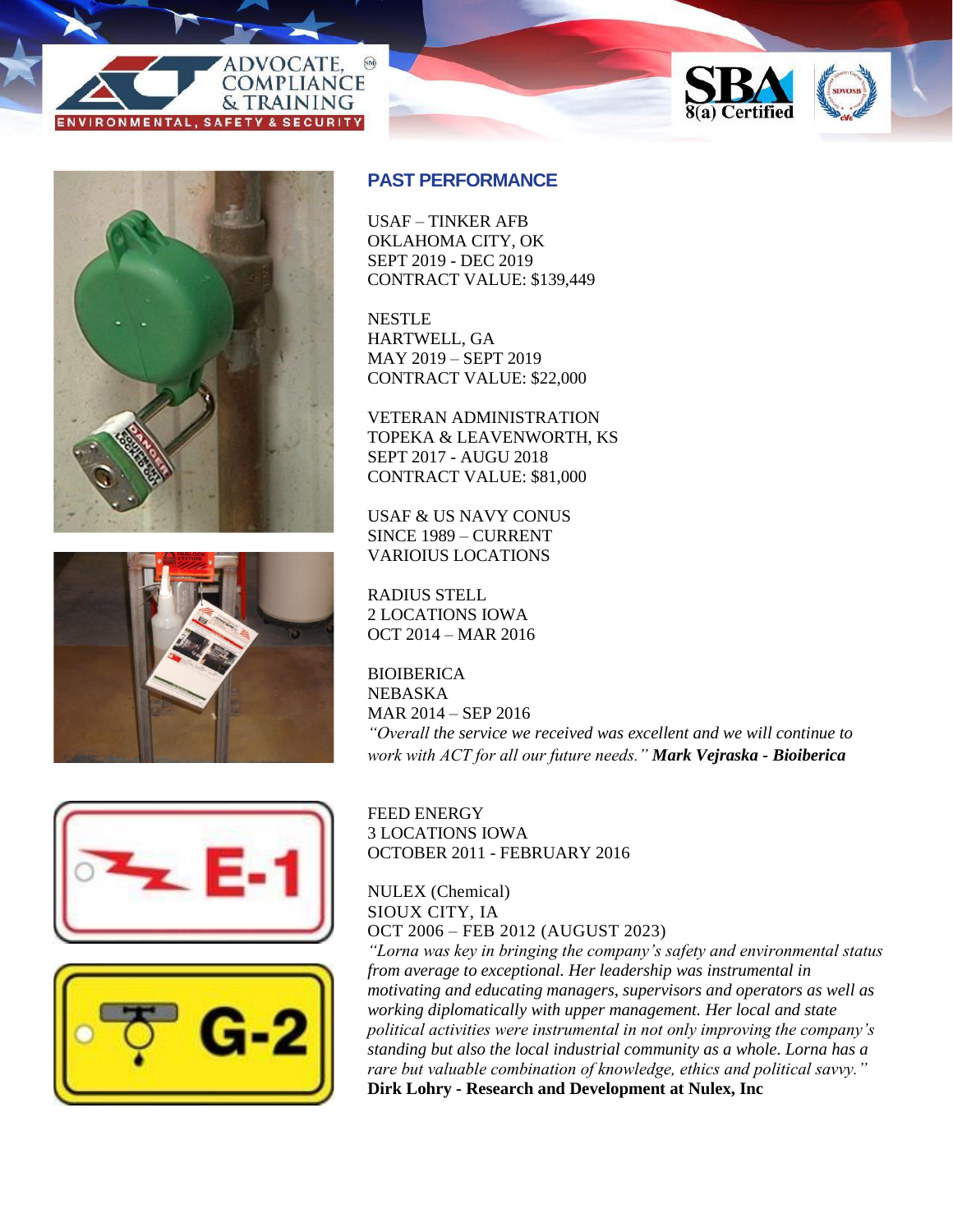## PAST PERFORMANCE

USAF – TINKER AFB
OKLAHOMA CITY, OK
SEPT 2019 - DEC 2019
CONTRACT VALUE: $139,449

NESTLE
HARTWELL, GA
MAY 2019 – SEPT 2019
CONTRACT VALUE: $22,000

VETERAN ADMINISTRATION
TOPEKA & LEAVENWORTH, KS
SEPT 2017 - AUGU 2018
CONTRACT VALUE: $81,000

USAF & US NAVY CONUS
SINCE 1989 – CURRENT
VARIOIUS LOCATIONS

RADIUS STELL
2 LOCATIONS IOWA
OCT 2014 – MAR 2016

BIOIBERICA
NEBASKA
MAR 2014 – SEP 2016
*"Overall the service we received was excellent and we will continue to work with ACT for all our future needs."* ***Mark Vejraska - Bioiberica***

FEED ENERGY
3 LOCATIONS IOWA
OCTOBER 2011 - FEBRUARY 2016

NULEX (Chemical)
SIOUX CITY, IA
OCT 2006 – FEB 2012 (AUGUST 2023)
*"Lorna was key in bringing the company's safety and environmental status from average to exceptional. Her leadership was instrumental in motivating and educating managers, supervisors and operators as well as working diplomatically with upper management. Her local and state political activities were instrumental in not only improving the company's standing but also the local industrial community as a whole. Lorna has a rare but valuable combination of knowledge, ethics and political savvy."*
**Dirk Lohry - Research and Development at Nulex, Inc**